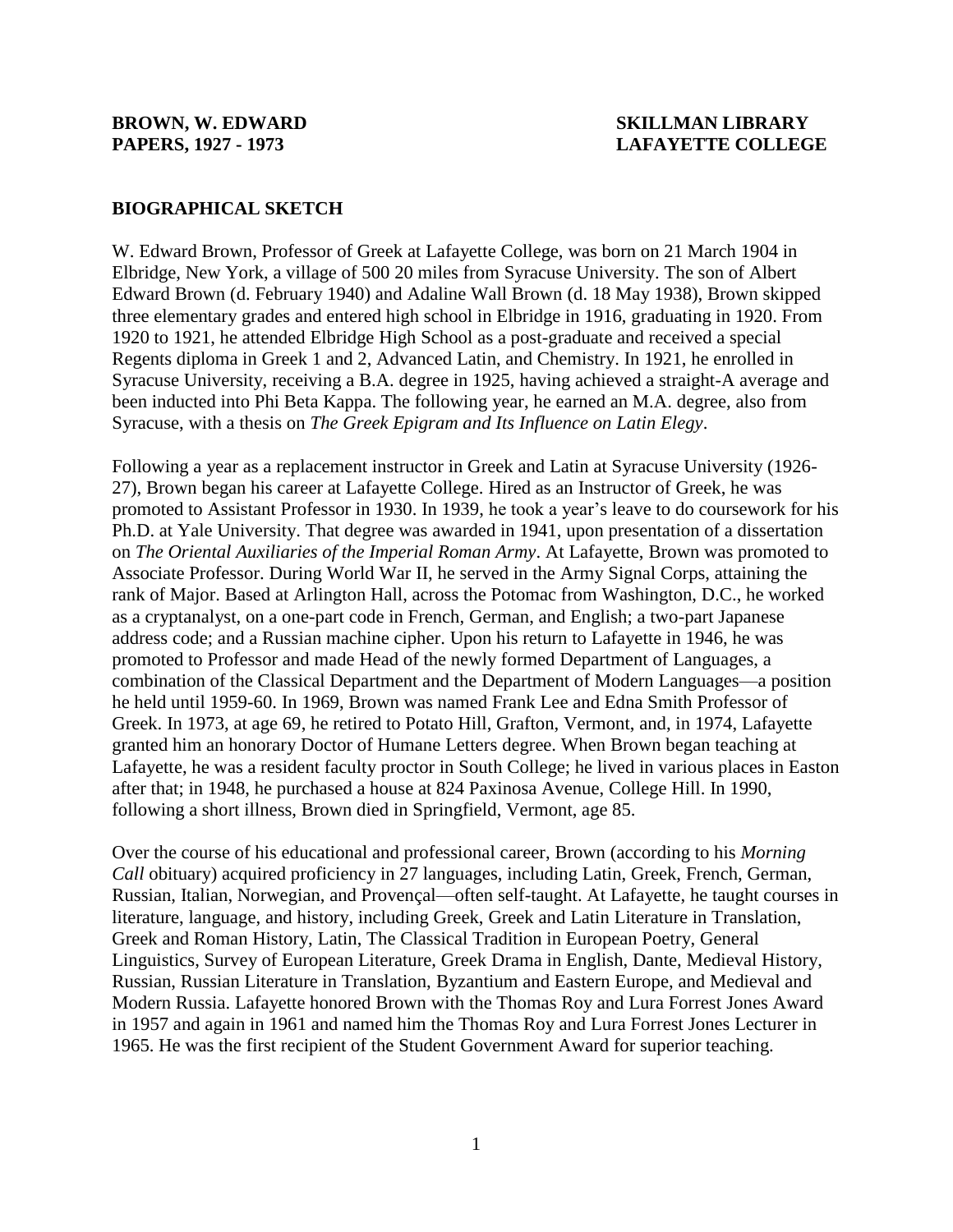**BROWN, W. EDWARD**
**PAPERS, 1927 - 1973**

**SKILLMAN LIBRARY**
**LAFAYETTE COLLEGE**

## BIOGRAPHICAL SKETCH

W. Edward Brown, Professor of Greek at Lafayette College, was born on 21 March 1904 in Elbridge, New York, a village of 500 20 miles from Syracuse University. The son of Albert Edward Brown (d. February 1940) and Adaline Wall Brown (d. 18 May 1938), Brown skipped three elementary grades and entered high school in Elbridge in 1916, graduating in 1920. From 1920 to 1921, he attended Elbridge High School as a post-graduate and received a special Regents diploma in Greek 1 and 2, Advanced Latin, and Chemistry. In 1921, he enrolled in Syracuse University, receiving a B.A. degree in 1925, having achieved a straight-A average and been inducted into Phi Beta Kappa. The following year, he earned an M.A. degree, also from Syracuse, with a thesis on *The Greek Epigram and Its Influence on Latin Elegy*.

Following a year as a replacement instructor in Greek and Latin at Syracuse University (1926-27), Brown began his career at Lafayette College. Hired as an Instructor of Greek, he was promoted to Assistant Professor in 1930. In 1939, he took a year's leave to do coursework for his Ph.D. at Yale University. That degree was awarded in 1941, upon presentation of a dissertation on *The Oriental Auxiliaries of the Imperial Roman Army*. At Lafayette, Brown was promoted to Associate Professor. During World War II, he served in the Army Signal Corps, attaining the rank of Major. Based at Arlington Hall, across the Potomac from Washington, D.C., he worked as a cryptanalyst, on a one-part code in French, German, and English; a two-part Japanese address code; and a Russian machine cipher. Upon his return to Lafayette in 1946, he was promoted to Professor and made Head of the newly formed Department of Languages, a combination of the Classical Department and the Department of Modern Languages—a position he held until 1959-60. In 1969, Brown was named Frank Lee and Edna Smith Professor of Greek. In 1973, at age 69, he retired to Potato Hill, Grafton, Vermont, and, in 1974, Lafayette granted him an honorary Doctor of Humane Letters degree. When Brown began teaching at Lafayette, he was a resident faculty proctor in South College; he lived in various places in Easton after that; in 1948, he purchased a house at 824 Paxinosa Avenue, College Hill. In 1990, following a short illness, Brown died in Springfield, Vermont, age 85.

Over the course of his educational and professional career, Brown (according to his *Morning Call* obituary) acquired proficiency in 27 languages, including Latin, Greek, French, German, Russian, Italian, Norwegian, and Provençal—often self-taught. At Lafayette, he taught courses in literature, language, and history, including Greek, Greek and Latin Literature in Translation, Greek and Roman History, Latin, The Classical Tradition in European Poetry, General Linguistics, Survey of European Literature, Greek Drama in English, Dante, Medieval History, Russian, Russian Literature in Translation, Byzantium and Eastern Europe, and Medieval and Modern Russia. Lafayette honored Brown with the Thomas Roy and Lura Forrest Jones Award in 1957 and again in 1961 and named him the Thomas Roy and Lura Forrest Jones Lecturer in 1965. He was the first recipient of the Student Government Award for superior teaching.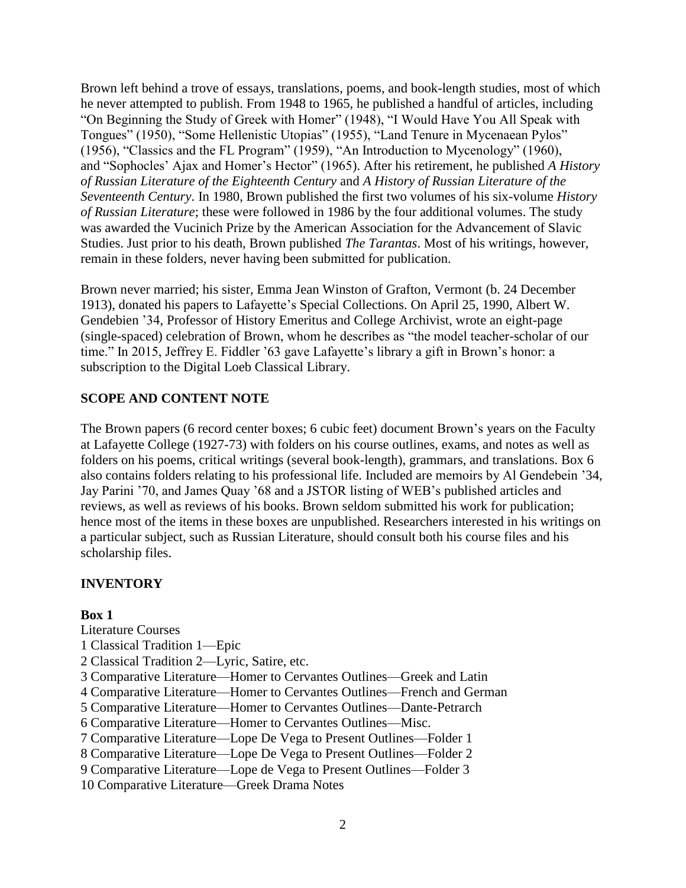Brown left behind a trove of essays, translations, poems, and book-length studies, most of which he never attempted to publish. From 1948 to 1965, he published a handful of articles, including "On Beginning the Study of Greek with Homer" (1948), "I Would Have You All Speak with Tongues" (1950), "Some Hellenistic Utopias" (1955), "Land Tenure in Mycenaean Pylos" (1956), "Classics and the FL Program" (1959), "An Introduction to Mycenology" (1960), and "Sophocles' Ajax and Homer's Hector" (1965). After his retirement, he published *A History of Russian Literature of the Eighteenth Century* and *A History of Russian Literature of the Seventeenth Century*. In 1980, Brown published the first two volumes of his six-volume *History of Russian Literature*; these were followed in 1986 by the four additional volumes. The study was awarded the Vucinich Prize by the American Association for the Advancement of Slavic Studies. Just prior to his death, Brown published *The Tarantas*. Most of his writings, however, remain in these folders, never having been submitted for publication.

Brown never married; his sister, Emma Jean Winston of Grafton, Vermont (b. 24 December 1913), donated his papers to Lafayette's Special Collections. On April 25, 1990, Albert W. Gendebien '34, Professor of History Emeritus and College Archivist, wrote an eight-page (single-spaced) celebration of Brown, whom he describes as "the model teacher-scholar of our time." In 2015, Jeffrey E. Fiddler '63 gave Lafayette's library a gift in Brown's honor: a subscription to the Digital Loeb Classical Library.

## SCOPE AND CONTENT NOTE

The Brown papers (6 record center boxes; 6 cubic feet) document Brown's years on the Faculty at Lafayette College (1927-73) with folders on his course outlines, exams, and notes as well as folders on his poems, critical writings (several book-length), grammars, and translations. Box 6 also contains folders relating to his professional life. Included are memoirs by Al Gendebein '34, Jay Parini '70, and James Quay '68 and a JSTOR listing of WEB's published articles and reviews, as well as reviews of his books. Brown seldom submitted his work for publication; hence most of the items in these boxes are unpublished. Researchers interested in his writings on a particular subject, such as Russian Literature, should consult both his course files and his scholarship files.

## INVENTORY

**Box 1**

Literature Courses

1 Classical Tradition 1—Epic
2 Classical Tradition 2—Lyric, Satire, etc.
3 Comparative Literature—Homer to Cervantes Outlines—Greek and Latin
4 Comparative Literature—Homer to Cervantes Outlines—French and German
5 Comparative Literature—Homer to Cervantes Outlines—Dante-Petrarch
6 Comparative Literature—Homer to Cervantes Outlines—Misc.
7 Comparative Literature—Lope De Vega to Present Outlines—Folder 1
8 Comparative Literature—Lope De Vega to Present Outlines—Folder 2
9 Comparative Literature—Lope de Vega to Present Outlines—Folder 3
10 Comparative Literature—Greek Drama Notes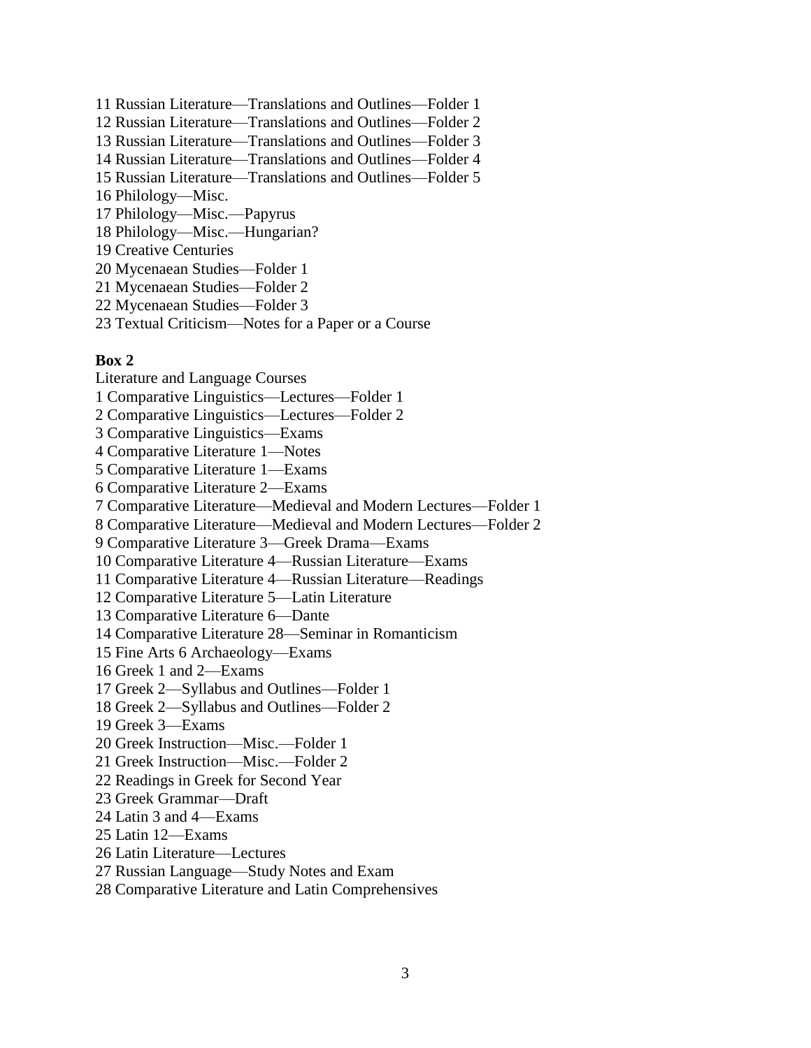11 Russian Literature—Translations and Outlines—Folder 1
12 Russian Literature—Translations and Outlines—Folder 2
13 Russian Literature—Translations and Outlines—Folder 3
14 Russian Literature—Translations and Outlines—Folder 4
15 Russian Literature—Translations and Outlines—Folder 5
16 Philology—Misc.
17 Philology—Misc.—Papyrus
18 Philology—Misc.—Hungarian?
19 Creative Centuries
20 Mycenaean Studies—Folder 1
21 Mycenaean Studies—Folder 2
22 Mycenaean Studies—Folder 3
23 Textual Criticism—Notes for a Paper or a Course

**Box 2**

Literature and Language Courses
1 Comparative Linguistics—Lectures—Folder 1
2 Comparative Linguistics—Lectures—Folder 2
3 Comparative Linguistics—Exams
4 Comparative Literature 1—Notes
5 Comparative Literature 1—Exams
6 Comparative Literature 2—Exams
7 Comparative Literature—Medieval and Modern Lectures—Folder 1
8 Comparative Literature—Medieval and Modern Lectures—Folder 2
9 Comparative Literature 3—Greek Drama—Exams
10 Comparative Literature 4—Russian Literature—Exams
11 Comparative Literature 4—Russian Literature—Readings
12 Comparative Literature 5—Latin Literature
13 Comparative Literature 6—Dante
14 Comparative Literature 28—Seminar in Romanticism
15 Fine Arts 6 Archaeology—Exams
16 Greek 1 and 2—Exams
17 Greek 2—Syllabus and Outlines—Folder 1
18 Greek 2—Syllabus and Outlines—Folder 2
19 Greek 3—Exams
20 Greek Instruction—Misc.—Folder 1
21 Greek Instruction—Misc.—Folder 2
22 Readings in Greek for Second Year
23 Greek Grammar—Draft
24 Latin 3 and 4—Exams
25 Latin 12—Exams
26 Latin Literature—Lectures
27 Russian Language—Study Notes and Exam
28 Comparative Literature and Latin Comprehensives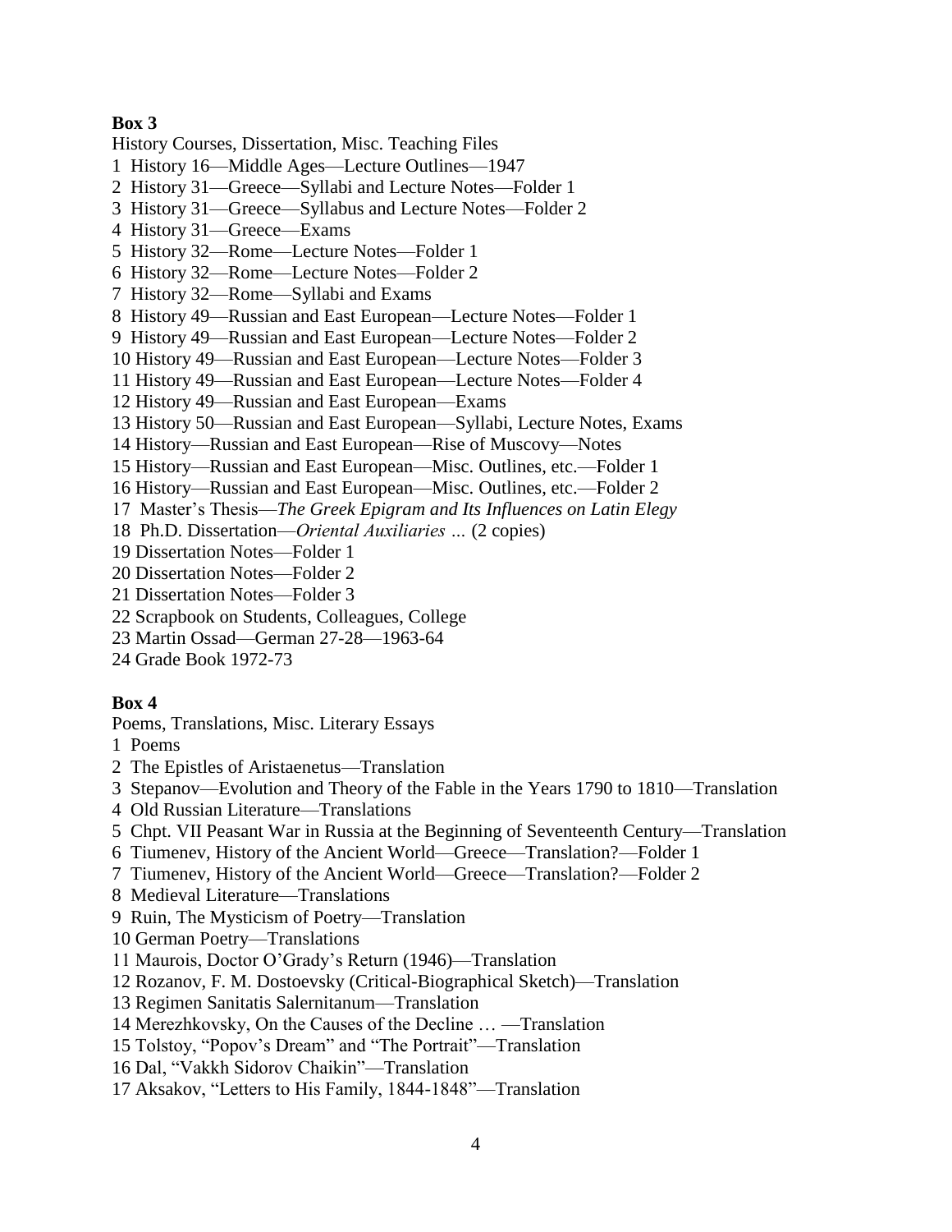**Box 3**

History Courses, Dissertation, Misc. Teaching Files

1 History 16—Middle Ages—Lecture Outlines—1947
2 History 31—Greece—Syllabi and Lecture Notes—Folder 1
3 History 31—Greece—Syllabus and Lecture Notes—Folder 2
4 History 31—Greece—Exams
5 History 32—Rome—Lecture Notes—Folder 1
6 History 32—Rome—Lecture Notes—Folder 2
7 History 32—Rome—Syllabi and Exams
8 History 49—Russian and East European—Lecture Notes—Folder 1
9 History 49—Russian and East European—Lecture Notes—Folder 2
10 History 49—Russian and East European—Lecture Notes—Folder 3
11 History 49—Russian and East European—Lecture Notes—Folder 4
12 History 49—Russian and East European—Exams
13 History 50—Russian and East European—Syllabi, Lecture Notes, Exams
14 History—Russian and East European—Rise of Muscovy—Notes
15 History—Russian and East European—Misc. Outlines, etc.—Folder 1
16 History—Russian and East European—Misc. Outlines, etc.—Folder 2
17 Master's Thesis—*The Greek Epigram and Its Influences on Latin Elegy*
18 Ph.D. Dissertation—*Oriental Auxiliaries …* (2 copies)
19 Dissertation Notes—Folder 1
20 Dissertation Notes—Folder 2
21 Dissertation Notes—Folder 3
22 Scrapbook on Students, Colleagues, College
23 Martin Ossad—German 27-28—1963-64
24 Grade Book 1972-73

**Box 4**

Poems, Translations, Misc. Literary Essays

1 Poems
2 The Epistles of Aristaenetus—Translation
3 Stepanov—Evolution and Theory of the Fable in the Years 1790 to 1810—Translation
4 Old Russian Literature—Translations
5 Chpt. VII Peasant War in Russia at the Beginning of Seventeenth Century—Translation
6 Tiumenev, History of the Ancient World—Greece—Translation?—Folder 1
7 Tiumenev, History of the Ancient World—Greece—Translation?—Folder 2
8 Medieval Literature—Translations
9 Ruin, The Mysticism of Poetry—Translation
10 German Poetry—Translations
11 Maurois, Doctor O'Grady's Return (1946)—Translation
12 Rozanov, F. M. Dostoevsky (Critical-Biographical Sketch)—Translation
13 Regimen Sanitatis Salernitanum—Translation
14 Merezhkovsky, On the Causes of the Decline … —Translation
15 Tolstoy, "Popov's Dream" and "The Portrait"—Translation
16 Dal, "Vakkh Sidorov Chaikin"—Translation
17 Aksakov, "Letters to His Family, 1844-1848"—Translation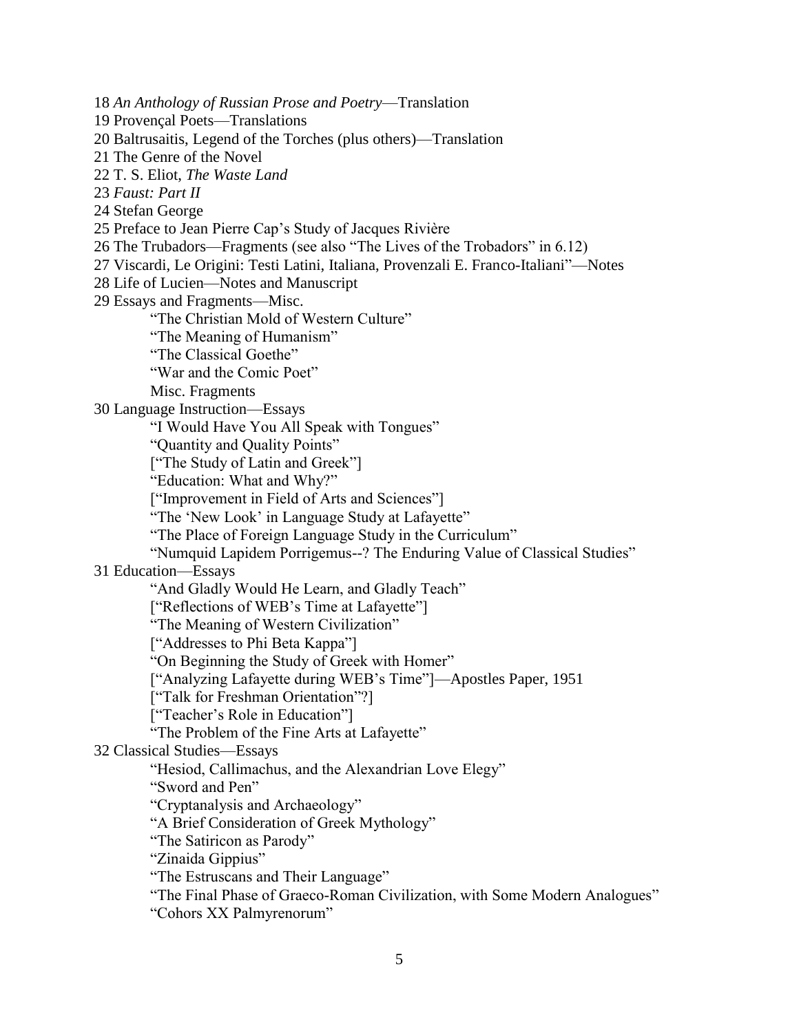18 *An Anthology of Russian Prose and Poetry*—Translation

19 Provençal Poets—Translations

20 Baltrusaitis, Legend of the Torches (plus others)—Translation

21 The Genre of the Novel

22 T. S. Eliot, *The Waste Land*

23 *Faust: Part II*

24 Stefan George

25 Preface to Jean Pierre Cap's Study of Jacques Rivière

26 The Trubadors—Fragments (see also "The Lives of the Trobadors" in 6.12)

27 Viscardi, Le Origini: Testi Latini, Italiana, Provenzali E. Franco-Italiani"—Notes

28 Life of Lucien—Notes and Manuscript

29 Essays and Fragments—Misc.

- "The Christian Mold of Western Culture"
- "The Meaning of Humanism"
- "The Classical Goethe"
- "War and the Comic Poet"
- Misc. Fragments

30 Language Instruction—Essays

- "I Would Have You All Speak with Tongues"
- "Quantity and Quality Points"
- ["The Study of Latin and Greek"]
- "Education: What and Why?"
- ["Improvement in Field of Arts and Sciences"]
- "The 'New Look' in Language Study at Lafayette"
- "The Place of Foreign Language Study in the Curriculum"
- "Numquid Lapidem Porrigemus--? The Enduring Value of Classical Studies"

31 Education—Essays

- "And Gladly Would He Learn, and Gladly Teach"
- ["Reflections of WEB's Time at Lafayette"]
- "The Meaning of Western Civilization"
- ["Addresses to Phi Beta Kappa"]
- "On Beginning the Study of Greek with Homer"
- ["Analyzing Lafayette during WEB's Time"]—Apostles Paper, 1951
- ["Talk for Freshman Orientation"?]
- ["Teacher's Role in Education"]
- "The Problem of the Fine Arts at Lafayette"

32 Classical Studies—Essays

- "Hesiod, Callimachus, and the Alexandrian Love Elegy"
- "Sword and Pen"
- "Cryptanalysis and Archaeology"
- "A Brief Consideration of Greek Mythology"
- "The Satiricon as Parody"
- "Zinaida Gippius"
- "The Estruscans and Their Language"
- "The Final Phase of Graeco-Roman Civilization, with Some Modern Analogues"
- "Cohors XX Palmyrenorum"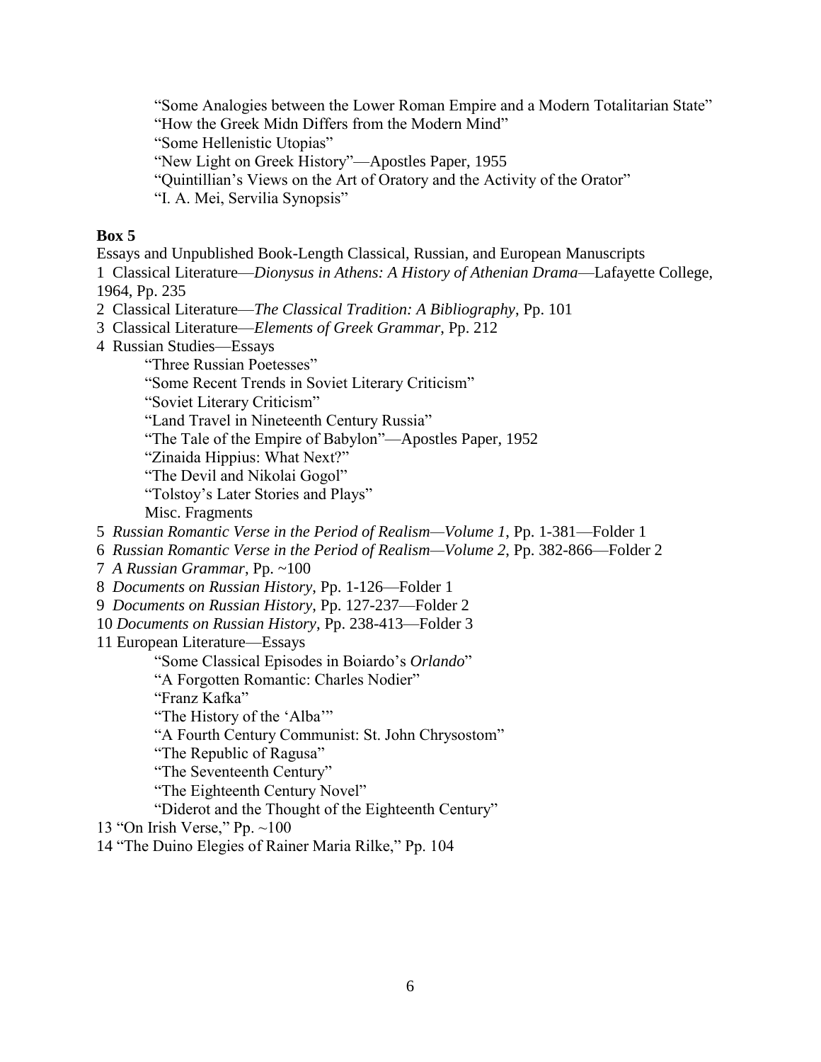"Some Analogies between the Lower Roman Empire and a Modern Totalitarian State"
"How the Greek Midn Differs from the Modern Mind"
"Some Hellenistic Utopias"
"New Light on Greek History"—Apostles Paper, 1955
"Quintillian's Views on the Art of Oratory and the Activity of the Orator"
"I. A. Mei, Servilia Synopsis"

**Box 5**

Essays and Unpublished Book-Length Classical, Russian, and European Manuscripts

1 Classical Literature—*Dionysus in Athens: A History of Athenian Drama*—Lafayette College, 1964, Pp. 235
2 Classical Literature—*The Classical Tradition: A Bibliography*, Pp. 101
3 Classical Literature—*Elements of Greek Grammar*, Pp. 212
4 Russian Studies—Essays
  "Three Russian Poetesses"
  "Some Recent Trends in Soviet Literary Criticism"
  "Soviet Literary Criticism"
  "Land Travel in Nineteenth Century Russia"
  "The Tale of the Empire of Babylon"—Apostles Paper, 1952
  "Zinaida Hippius: What Next?"
  "The Devil and Nikolai Gogol"
  "Tolstoy's Later Stories and Plays"
  Misc. Fragments
5 *Russian Romantic Verse in the Period of Realism—Volume 1*, Pp. 1-381—Folder 1
6 *Russian Romantic Verse in the Period of Realism—Volume 2*, Pp. 382-866—Folder 2
7 *A Russian Grammar*, Pp. ~100
8 *Documents on Russian History*, Pp. 1-126—Folder 1
9 *Documents on Russian History*, Pp. 127-237—Folder 2
10 *Documents on Russian History*, Pp. 238-413—Folder 3
11 European Literature—Essays
  "Some Classical Episodes in Boiardo's *Orlando*"
  "A Forgotten Romantic: Charles Nodier"
  "Franz Kafka"
  "The History of the 'Alba'"
  "A Fourth Century Communist: St. John Chrysostom"
  "The Republic of Ragusa"
  "The Seventeenth Century"
  "The Eighteenth Century Novel"
  "Diderot and the Thought of the Eighteenth Century"
13 "On Irish Verse," Pp. ~100
14 "The Duino Elegies of Rainer Maria Rilke," Pp. 104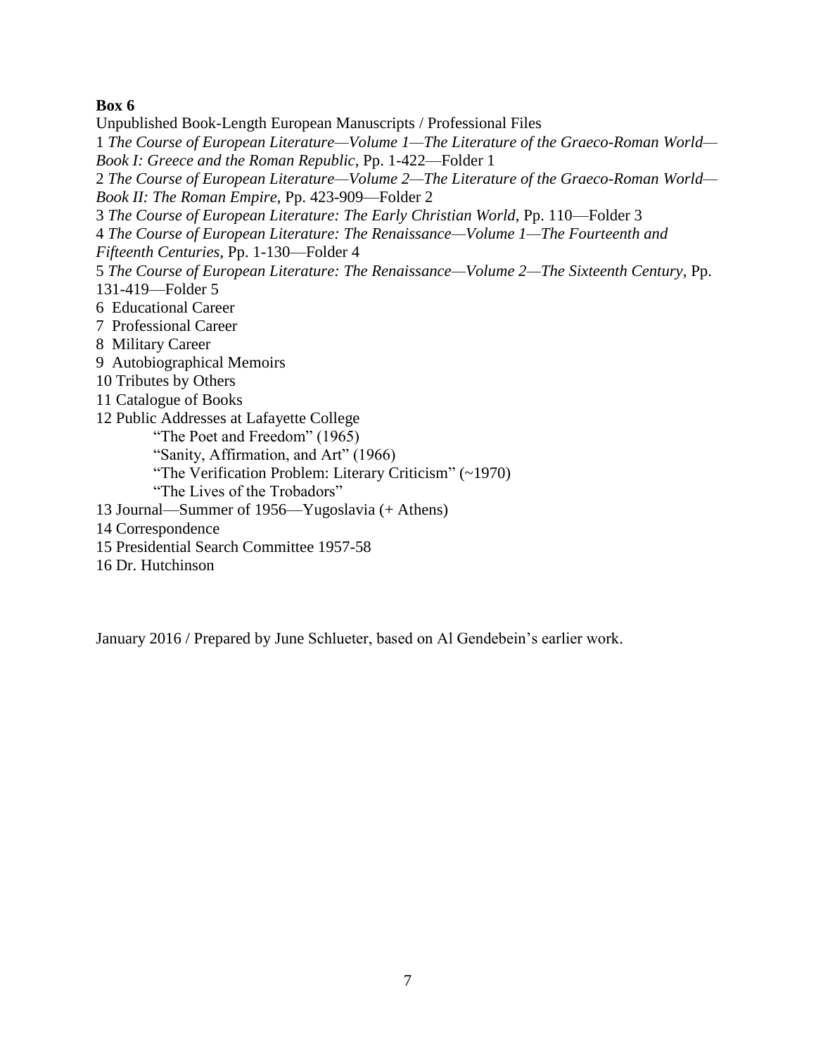**Box 6**

Unpublished Book-Length European Manuscripts / Professional Files

1 *The Course of European Literature—Volume 1—The Literature of the Graeco-Roman World—Book I: Greece and the Roman Republic*, Pp. 1-422—Folder 1

2 *The Course of European Literature—Volume 2—The Literature of the Graeco-Roman World—Book II: The Roman Empire*, Pp. 423-909—Folder 2

3 *The Course of European Literature: The Early Christian World*, Pp. 110—Folder 3

4 *The Course of European Literature: The Renaissance—Volume 1—The Fourteenth and Fifteenth Centuries*, Pp. 1-130—Folder 4

5 *The Course of European Literature: The Renaissance—Volume 2—The Sixteenth Century*, Pp. 131-419—Folder 5

6 Educational Career

7 Professional Career

8 Military Career

9 Autobiographical Memoirs

10 Tributes by Others

11 Catalogue of Books

12 Public Addresses at Lafayette College

- "The Poet and Freedom" (1965)
- "Sanity, Affirmation, and Art" (1966)
- "The Verification Problem: Literary Criticism" (~1970)
- "The Lives of the Trobadors"

13 Journal—Summer of 1956—Yugoslavia (+ Athens)

14 Correspondence

15 Presidential Search Committee 1957-58

16 Dr. Hutchinson

January 2016 / Prepared by June Schlueter, based on Al Gendebein's earlier work.